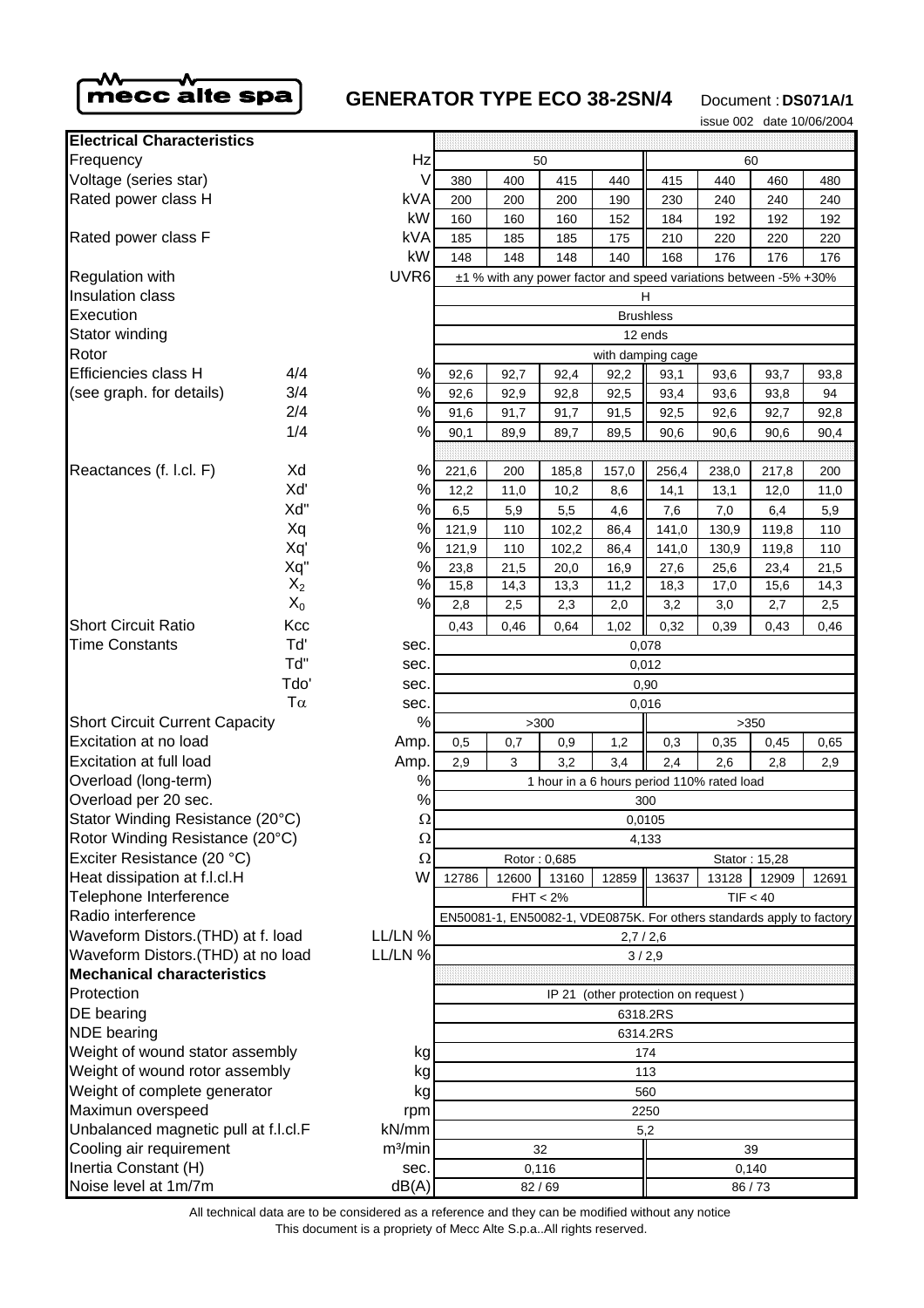**mecc alte spa**

# GENERATOR TYPE ECO 38-2SN/4

Document : **DS071A/1**

issue 002 date 10/06/2004

| **Electrical Characteristics** | | | | | | | | | | |
|---|---|---|---|---|---|---|---|---|---|---|
| Frequency | | Hz | 50 | | | | 60 | | | |
| Voltage (series star) | | V | 380 | 400 | 415 | 440 | 415 | 440 | 460 | 480 |
| Rated power class H | | kVA | 200 | 200 | 200 | 190 | 230 | 240 | 240 | 240 |
| | | kW | 160 | 160 | 160 | 152 | 184 | 192 | 192 | 192 |
| Rated power class F | | kVA | 185 | 185 | 185 | 175 | 210 | 220 | 220 | 220 |
| | | kW | 148 | 148 | 148 | 140 | 168 | 176 | 176 | 176 |
| Regulation with | | UVR6 | ±1 % with any power factor and speed variations between -5% +30% | | | | | | | |
| Insulation class | | | H | | | | | | | |
| Execution | | | Brushless | | | | | | | |
| Stator winding | | | 12 ends | | | | | | | |
| Rotor | | | with damping cage | | | | | | | |
| Efficiencies class H | 4/4 | % | 92,6 | 92,7 | 92,4 | 92,2 | 93,1 | 93,6 | 93,7 | 93,8 |
| (see graph. for details) | 3/4 | % | 92,6 | 92,9 | 92,8 | 92,5 | 93,4 | 93,6 | 93,8 | 94 |
| | 2/4 | % | 91,6 | 91,7 | 91,7 | 91,5 | 92,5 | 92,6 | 92,7 | 92,8 |
| | 1/4 | % | 90,1 | 89,9 | 89,7 | 89,5 | 90,6 | 90,6 | 90,6 | 90,4 |
| Reactances (f. l.cl. F) | Xd | % | 221,6 | 200 | 185,8 | 157,0 | 256,4 | 238,0 | 217,8 | 200 |
| | Xd' | % | 12,2 | 11,0 | 10,2 | 8,6 | 14,1 | 13,1 | 12,0 | 11,0 |
| | Xd" | % | 6,5 | 5,9 | 5,5 | 4,6 | 7,6 | 7,0 | 6,4 | 5,9 |
| | Xq | % | 121,9 | 110 | 102,2 | 86,4 | 141,0 | 130,9 | 119,8 | 110 |
| | Xq' | % | 121,9 | 110 | 102,2 | 86,4 | 141,0 | 130,9 | 119,8 | 110 |
| | Xq" | % | 23,8 | 21,5 | 20,0 | 16,9 | 27,6 | 25,6 | 23,4 | 21,5 |
| | $X_2$ | % | 15,8 | 14,3 | 13,3 | 11,2 | 18,3 | 17,0 | 15,6 | 14,3 |
| | $X_0$ | % | 2,8 | 2,5 | 2,3 | 2,0 | 3,2 | 3,0 | 2,7 | 2,5 |
| Short Circuit Ratio | Kcc | | 0,43 | 0,46 | 0,64 | 1,02 | 0,32 | 0,39 | 0,43 | 0,46 |
| Time Constants | Td' | sec. | 0,078 | | | | | | | |
| | Td" | sec. | 0,012 | | | | | | | |
| | Tdo' | sec. | 0,90 | | | | | | | |
| | $T\alpha$ | sec. | 0,016 | | | | | | | |
| Short Circuit Current Capacity | | % | >300 | | | | >350 | | | |
| Excitation at no load | | Amp. | 0,5 | 0,7 | 0,9 | 1,2 | 0,3 | 0,35 | 0,45 | 0,65 |
| Excitation at full load | | Amp. | 2,9 | 3 | 3,2 | 3,4 | 2,4 | 2,6 | 2,8 | 2,9 |
| Overload (long-term) | | % | 1 hour in a 6 hours period 110% rated load | | | | | | | |
| Overload per 20 sec. | | % | 300 | | | | | | | |
| Stator Winding Resistance (20°C) | | Ω | 0,0105 | | | | | | | |
| Rotor Winding Resistance (20°C) | | Ω | 4,133 | | | | | | | |
| Exciter Resistance (20 °C) | | Ω | Rotor : 0,685 | | | | Stator : 15,28 | | | |
| Heat dissipation at f.l.cl.H | | W | 12786 | 12600 | 13160 | 12859 | 13637 | 13128 | 12909 | 12691 |
| Telephone Interference | | | FHT < 2% | | | | TIF < 40 | | | |
| Radio interference | | | EN50081-1, EN50082-1, VDE0875K. For others standards apply to factory | | | | | | | |
| Waveform Distors.(THD) at f. load | | LL/LN % | 2,7 / 2,6 | | | | | | | |
| Waveform Distors.(THD) at no load | | LL/LN % | 3 / 2,9 | | | | | | | |
| **Mechanical characteristics** | | | | | | | | | | |
| Protection | | | IP 21 (other protection on request ) | | | | | | | |
| DE bearing | | | 6318.2RS | | | | | | | |
| NDE bearing | | | 6314.2RS | | | | | | | |
| Weight of wound stator assembly | | kg | 174 | | | | | | | |
| Weight of wound rotor assembly | | kg | 113 | | | | | | | |
| Weight of complete generator | | kg | 560 | | | | | | | |
| Maximun overspeed | | rpm | 2250 | | | | | | | |
| Unbalanced magnetic pull at f.l.cl.F | | kN/mm | 5,2 | | | | | | | |
| Cooling air requirement | | m³/min | 32 | | | | 39 | | | |
| Inertia Constant (H) | | sec. | 0,116 | | | | 0,140 | | | |
| Noise level at 1m/7m | | dB(A) | 82 / 69 | | | | 86 / 73 | | | |

All technical data are to be considered as a reference and they can be modified without any notice
This document is a propriety of Mecc Alte S.p.a..All rights reserved.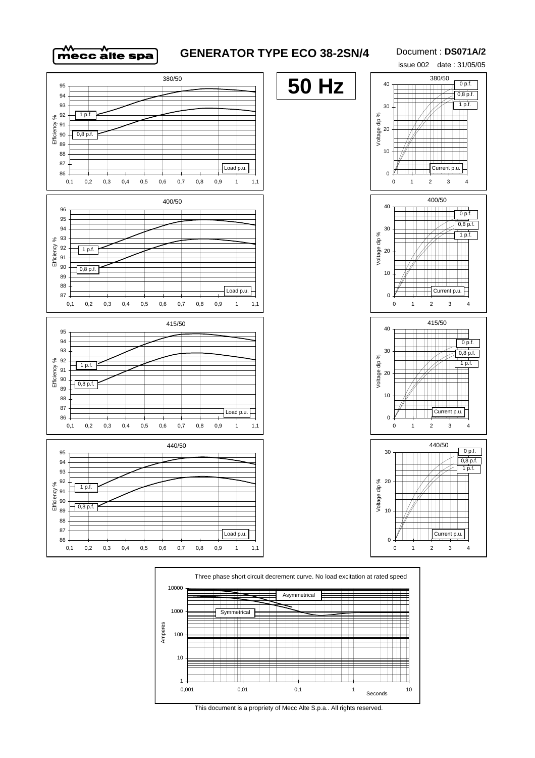mecc alte spa

# GENERATOR TYPE ECO 38-2SN/4

Document : **DS071A/2**

issue 002 date : 31/05/05

**50 Hz**

380/50

Efficiency %

1 p.f.

0,8 p.f.

Load p.u.

380/50

Voltage dip %

0 p.f.

0,8 p.f.

1 p.f.

Current p.u.

400/50

Efficiency %

1 p.f.

0,8 p.f.

Load p.u.

400/50

Voltage dip %

0 p.f.

0,8 p.f.

1 p.f.

Current p.u.

415/50

Efficiency %

1 p.f.

0,8 p.f.

Load p.u.

415/50

Voltage dip %

0 p.f.

0,8 p.f.

1 p.f.

Current p.u.

440/50

Efficiency %

1 p.f.

0,8 p.f.

Load p.u.

440/50

Voltage dip %

0 p.f.

0,8 p.f.

1 p.f.

Current p.u.

Three phase short circuit decrement curve. No load excitation at rated speed

Amperes

Asymmetrical

Symmetrical

Seconds

This document is a propriety of Mecc Alte S.p.a.. All rights reserved.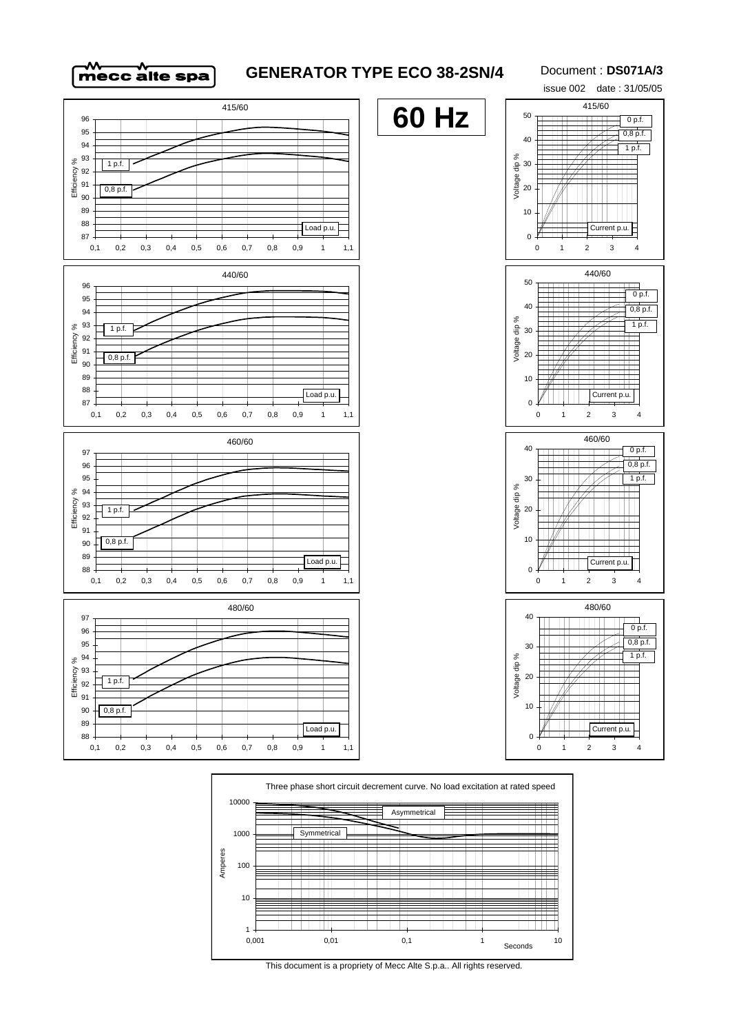# GENERATOR TYPE ECO 38-2SN/4

Document : **DS071A/3**

issue 002 date : 31/05/05

**60 Hz**

415/60

Efficiency %

1 p.f.

0,8 p.f.

Load p.u.

415/60

Voltage dip %

0 p.f.

0,8 p.f.

1 p.f.

Current p.u.

440/60

Efficiency %

1 p.f.

0,8 p.f.

Load p.u.

440/60

Voltage dip %

0 p.f.

0,8 p.f.

1 p.f.

Current p.u.

460/60

Efficiency %

1 p.f.

0,8 p.f.

Load p.u.

460/60

Voltage dip %

0 p.f.

0,8 p.f.

1 p.f.

Current p.u.

480/60

Efficiency %

1 p.f.

0,8 p.f.

Load p.u.

480/60

Voltage dip %

0 p.f.

0,8 p.f.

1 p.f.

Current p.u.

Three phase short circuit decrement curve. No load excitation at rated speed

Asymmetrical

Symmetrical

Amperes

Seconds

This document is a propriety of Mecc Alte S.p.a.. All rights reserved.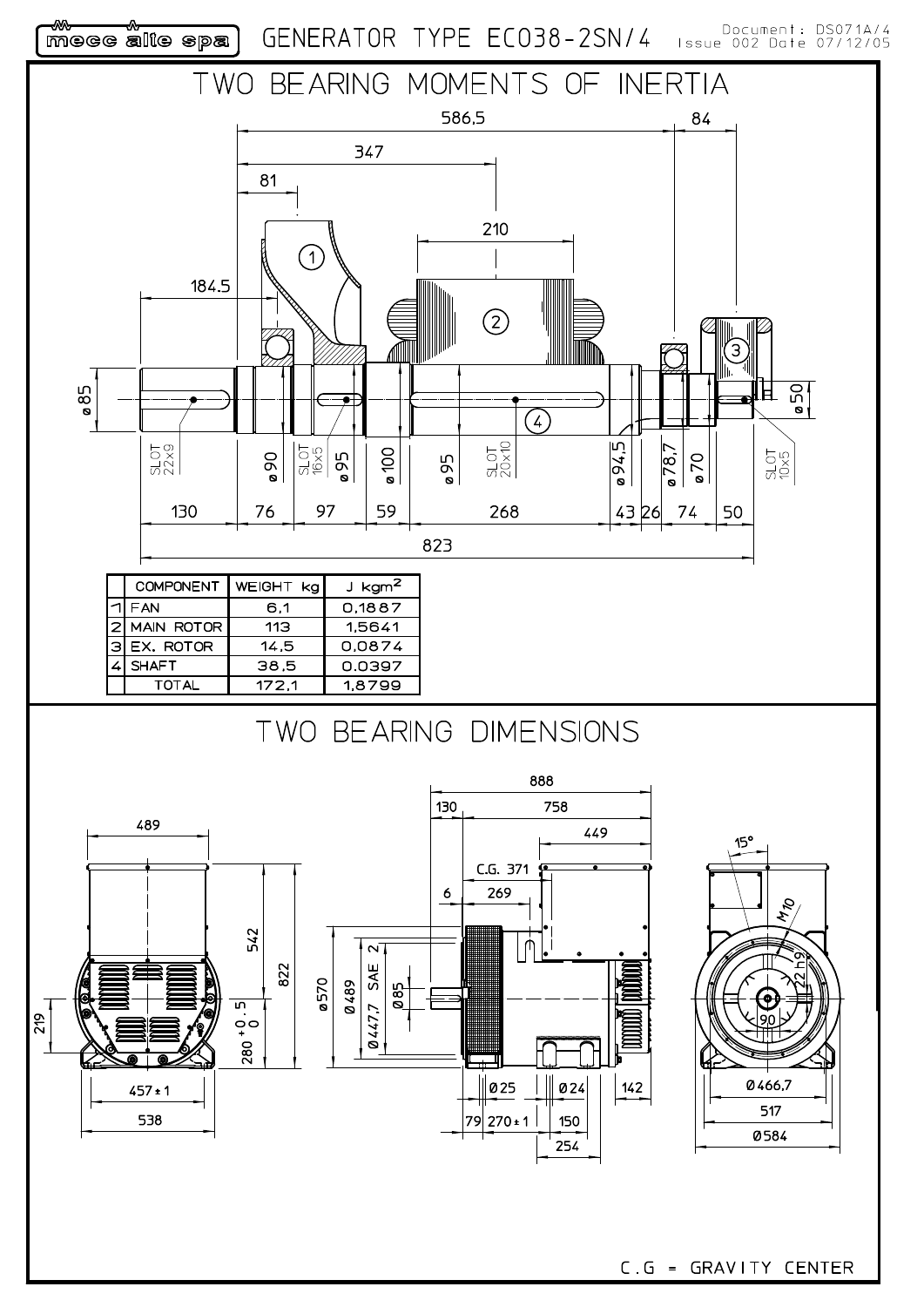# GENERATOR TYPE ECO38-2SN/4

Document: DS071A/4
Issue 002 Date 07/12/05

## TWO BEARING MOMENTS OF INERTIA

| | COMPONENT | WEIGHT kg | J kgm² |
|---|---|---|---|
| 1 | FAN | 6,1 | 0,1887 |
| 2 | MAIN ROTOR | 113 | 1,5641 |
| 3 | EX. ROTOR | 14,5 | 0,0874 |
| 4 | SHAFT | 38,5 | 0.0397 |
| | TOTAL | 172,1 | 1,8799 |

## TWO BEARING DIMENSIONS

C.G = GRAVITY CENTER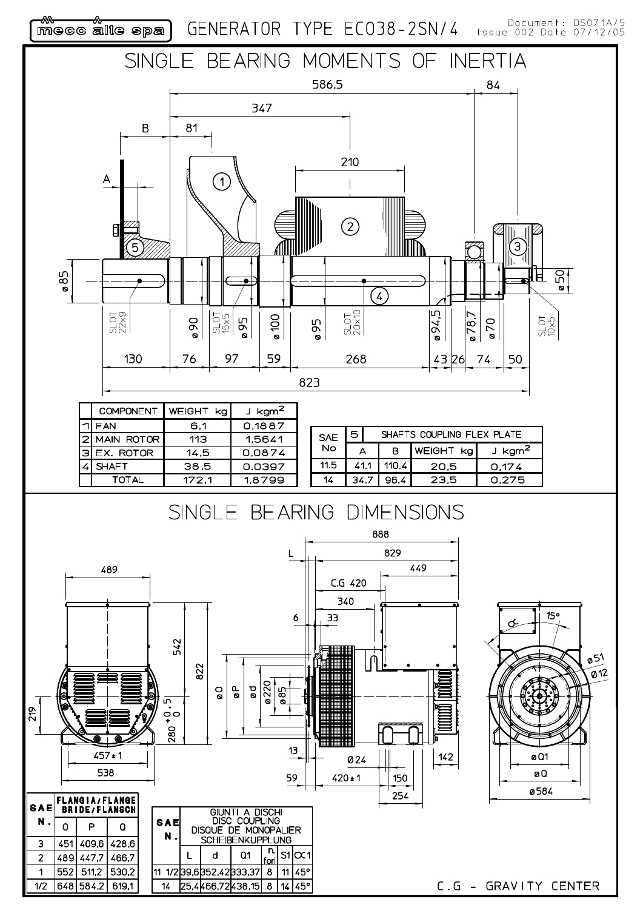# GENERATOR TYPE ECO38-2SN/4

Document: DS071A/5
Issue 002 Date 07/12/05

## SINGLE BEARING MOMENTS OF INERTIA

| | COMPONENT | WEIGHT kg | J $kgm^2$ |
|---|---|---|---|
| 1 | FAN | 6,1 | 0,1887 |
| 2 | MAIN ROTOR | 113 | 1,5641 |
| 3 | EX. ROTOR | 14,5 | 0,0874 |
| 4 | SHAFT | 38,5 | 0.0397 |
| | TOTAL | 172,1 | 1,8799 |

| SAE No | 5 SHAFTS COUPLING FLEX PLATE | | | |
|---|---|---|---|---|
| | A | B | WEIGHT kg | J $kgm^2$ |
| 11.5 | 41.1 | 110.4 | 20,5 | 0,174 |
| 14 | 34.7 | 96.4 | 23,5 | 0,275 |

## SINGLE BEARING DIMENSIONS

| SAE N. | FLANGIA/FLANGE BRIDE/FLANSCH | | |
|---|---|---|---|
| | O | P | Q |
| 3 | 451 | 409,6 | 428,6 |
| 2 | 489 | 447,7 | 466,7 |
| 1 | 552 | 511,2 | 530,2 |
| 1/2 | 648 | 584,2 | 619,1 |

| SAE N. | GIUNTI A DISCHI DISC COUPLING DISQUE DE MONOPALIER SCHEIBENKUPPLUNG | | | | | |
|---|---|---|---|---|---|---|
| | L | d | Q1 | n. fori | S1 | ∝1 |
| 11 1/2 | 39,6 | 352,42 | 333,37 | 8 | 11 | 45° |
| 14 | 25,4 | 466,72 | 438,15 | 8 | 14 | 45° |

C.G = GRAVITY CENTER